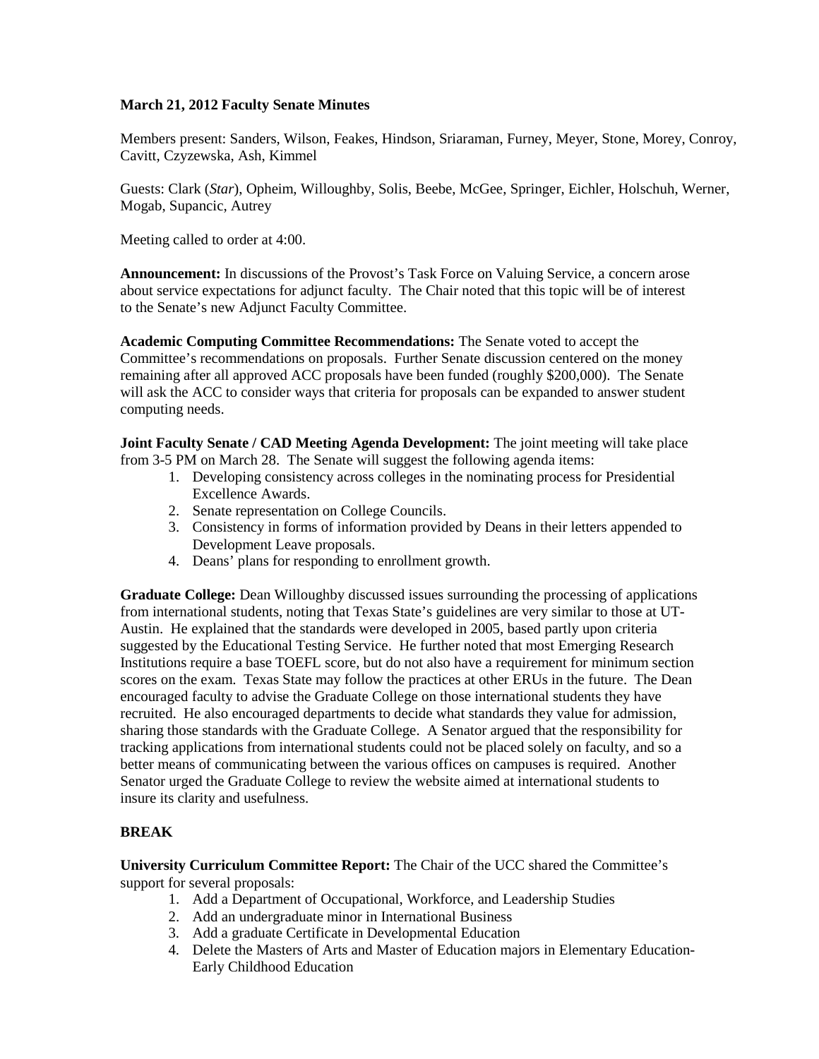**March 21, 2012 Faculty Senate Minutes**

Members present: Sanders, Wilson, Feakes, Hindson, Sriaraman, Furney, Meyer, Stone, Morey, Conroy, Cavitt, Czyzewska, Ash, Kimmel

Guests: Clark (*Star*), Opheim, Willoughby, Solis, Beebe, McGee, Springer, Eichler, Holschuh, Werner, Mogab, Supancic, Autrey

Meeting called to order at 4:00.

**Announcement:** In discussions of the Provost's Task Force on Valuing Service, a concern arose about service expectations for adjunct faculty. The Chair noted that this topic will be of interest to the Senate's new Adjunct Faculty Committee.

**Academic Computing Committee Recommendations:** The Senate voted to accept the Committee's recommendations on proposals. Further Senate discussion centered on the money remaining after all approved ACC proposals have been funded (roughly $200,000). The Senate will ask the ACC to consider ways that criteria for proposals can be expanded to answer student computing needs.

**Joint Faculty Senate / CAD Meeting Agenda Development:** The joint meeting will take place from 3-5 PM on March 28. The Senate will suggest the following agenda items:

1. Developing consistency across colleges in the nominating process for Presidential Excellence Awards.
2. Senate representation on College Councils.
3. Consistency in forms of information provided by Deans in their letters appended to Development Leave proposals.
4. Deans' plans for responding to enrollment growth.

**Graduate College:** Dean Willoughby discussed issues surrounding the processing of applications from international students, noting that Texas State's guidelines are very similar to those at UT-Austin. He explained that the standards were developed in 2005, based partly upon criteria suggested by the Educational Testing Service. He further noted that most Emerging Research Institutions require a base TOEFL score, but do not also have a requirement for minimum section scores on the exam. Texas State may follow the practices at other ERUs in the future. The Dean encouraged faculty to advise the Graduate College on those international students they have recruited. He also encouraged departments to decide what standards they value for admission, sharing those standards with the Graduate College. A Senator argued that the responsibility for tracking applications from international students could not be placed solely on faculty, and so a better means of communicating between the various offices on campuses is required. Another Senator urged the Graduate College to review the website aimed at international students to insure its clarity and usefulness.

**BREAK**

**University Curriculum Committee Report:** The Chair of the UCC shared the Committee's support for several proposals:

1. Add a Department of Occupational, Workforce, and Leadership Studies
2. Add an undergraduate minor in International Business
3. Add a graduate Certificate in Developmental Education
4. Delete the Masters of Arts and Master of Education majors in Elementary Education-Early Childhood Education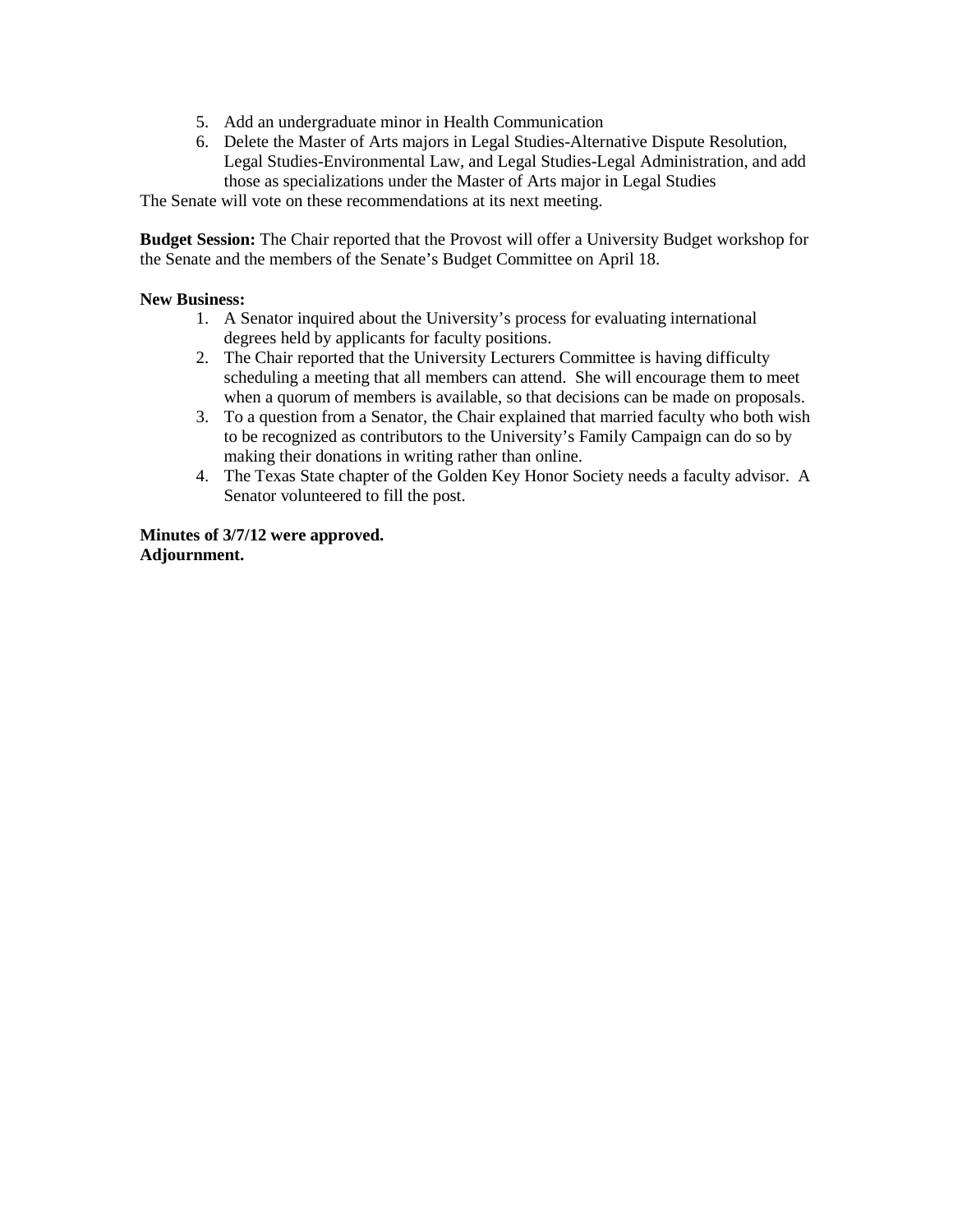5. Add an undergraduate minor in Health Communication
6. Delete the Master of Arts majors in Legal Studies-Alternative Dispute Resolution, Legal Studies-Environmental Law, and Legal Studies-Legal Administration, and add those as specializations under the Master of Arts major in Legal Studies

The Senate will vote on these recommendations at its next meeting.

**Budget Session:** The Chair reported that the Provost will offer a University Budget workshop for the Senate and the members of the Senate's Budget Committee on April 18.

**New Business:**

1. A Senator inquired about the University's process for evaluating international degrees held by applicants for faculty positions.
2. The Chair reported that the University Lecturers Committee is having difficulty scheduling a meeting that all members can attend. She will encourage them to meet when a quorum of members is available, so that decisions can be made on proposals.
3. To a question from a Senator, the Chair explained that married faculty who both wish to be recognized as contributors to the University's Family Campaign can do so by making their donations in writing rather than online.
4. The Texas State chapter of the Golden Key Honor Society needs a faculty advisor. A Senator volunteered to fill the post.

**Minutes of 3/7/12 were approved.**
**Adjournment.**